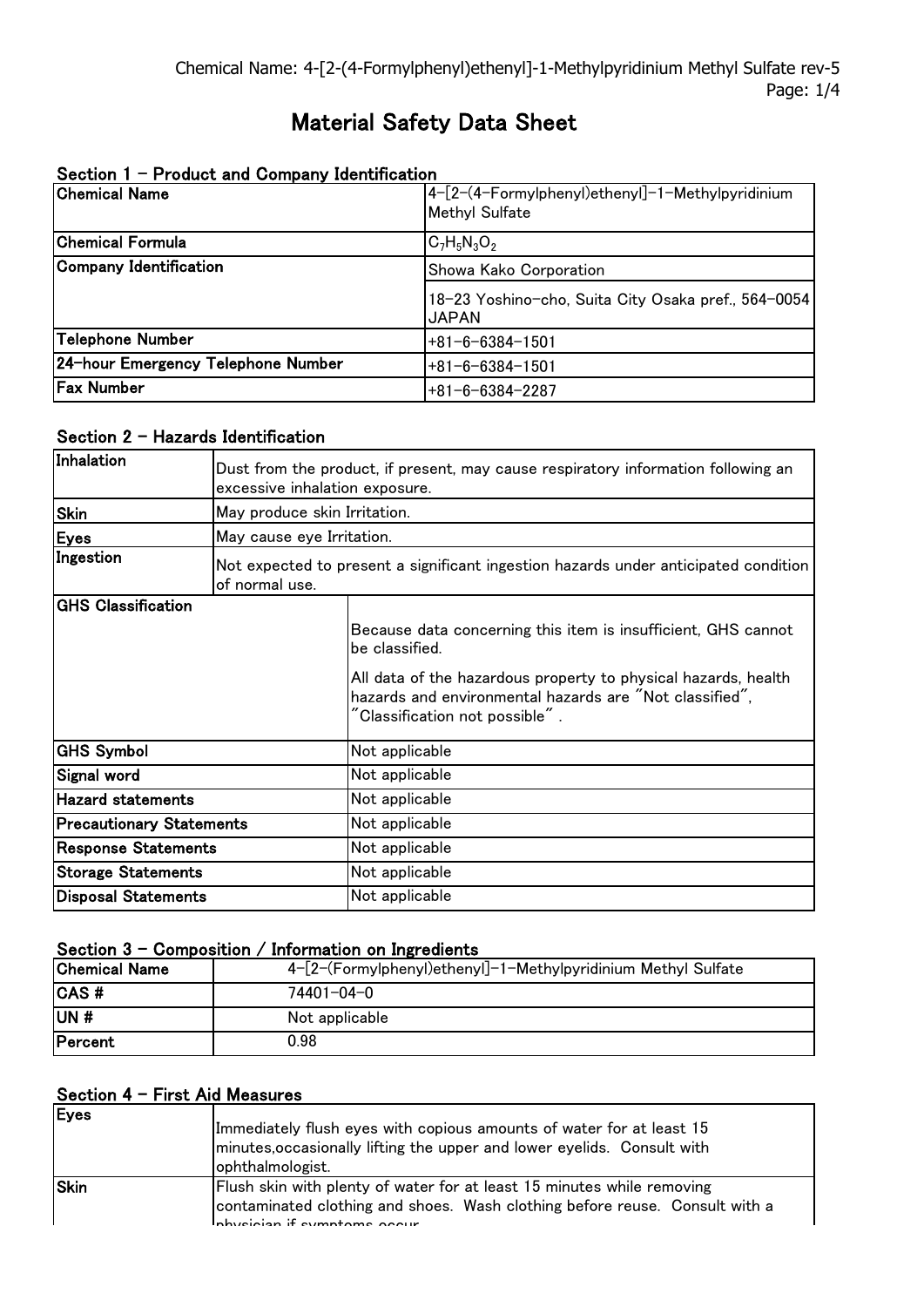# Material Safety Data Sheet

## Section 1 - Product and Company Identification

| | |
|---|---|
| **Chemical Name** | 4-[2-(4-Formylphenyl)ethenyl]-1-Methylpyridinium Methyl Sulfate |
| **Chemical Formula** | $C_7H_5N_3O_2$ |
| **Company Identification** | Showa Kako Corporation<br>18-23 Yoshino-cho, Suita City Osaka pref., 564-0054 JAPAN |
| **Telephone Number** | +81-6-6384-1501 |
| **24-hour Emergency Telephone Number** | +81-6-6384-1501 |
| **Fax Number** | +81-6-6384-2287 |

## Section 2 - Hazards Identification

| | |
|---|---|
| **Inhalation** | Dust from the product, if present, may cause respiratory information following an excessive inhalation exposure. |
| **Skin** | May produce skin Irritation. |
| **Eyes** | May cause eye Irritation. |
| **Ingestion** | Not expected to present a significant ingestion hazards under anticipated condition of normal use. |
| **GHS Classification** | Because data concerning this item is insufficient, GHS cannot be classified.<br>All data of the hazardous property to physical hazards, health hazards and environmental hazards are "Not classified", "Classification not possible" . |
| **GHS Symbol** | Not applicable |
| **Signal word** | Not applicable |
| **Hazard statements** | Not applicable |
| **Precautionary Statements** | Not applicable |
| **Response Statements** | Not applicable |
| **Storage Statements** | Not applicable |
| **Disposal Statements** | Not applicable |

## Section 3 - Composition / Information on Ingredients

| | |
|---|---|
| **Chemical Name** | 4-[2-(Formylphenyl)ethenyl]-1-Methylpyridinium Methyl Sulfate |
| **CAS #** | 74401-04-0 |
| **UN #** | Not applicable |
| **Percent** | 0.98 |

## Section 4 - First Aid Measures

| | |
|---|---|
| **Eyes** | Immediately flush eyes with copious amounts of water for at least 15 minutes,occasionally lifting the upper and lower eyelids. Consult with ophthalmologist. |
| **Skin** | Flush skin with plenty of water for at least 15 minutes while removing contaminated clothing and shoes. Wash clothing before reuse. Consult with a physician if symptoms occur. |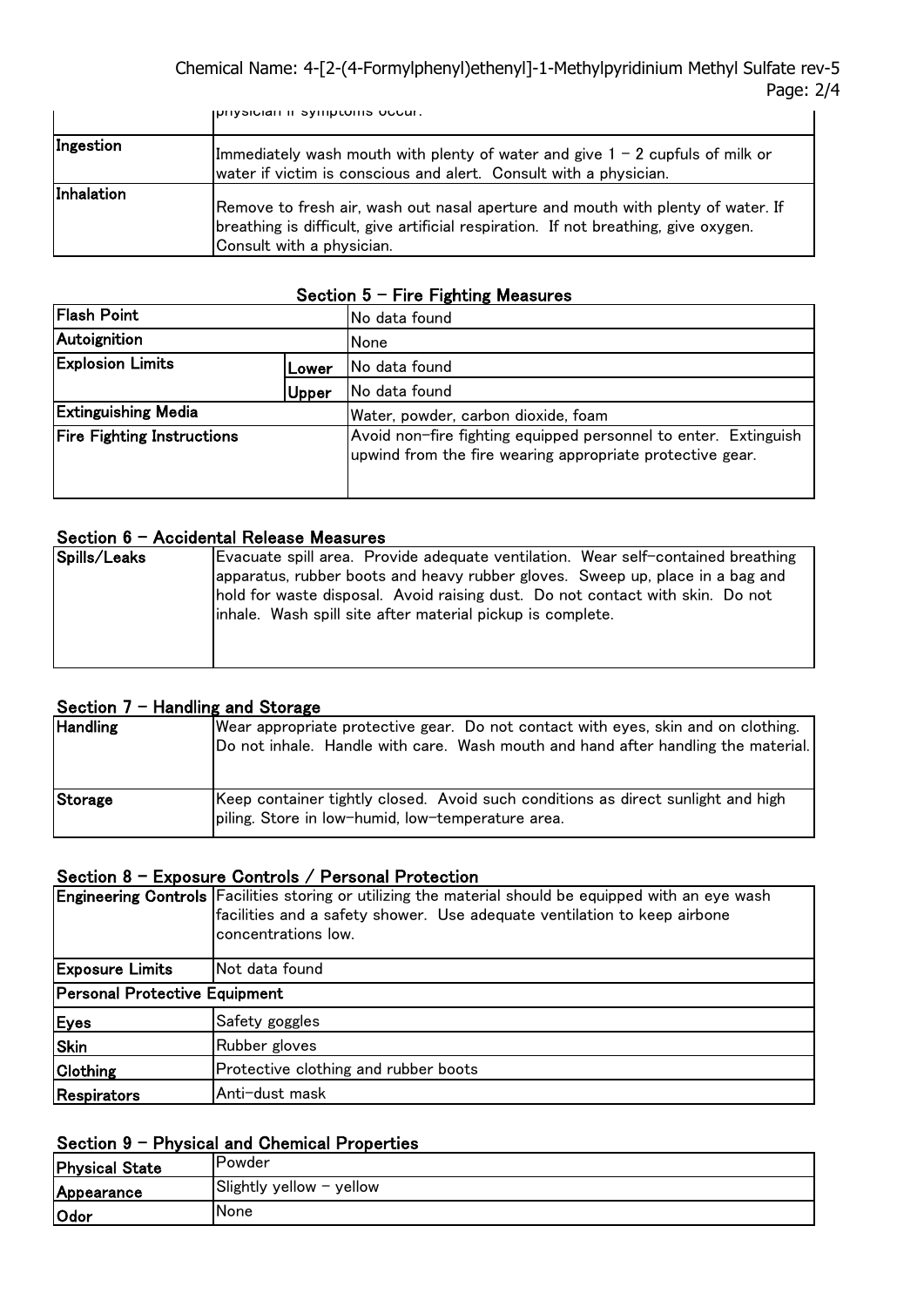| | |
|---|---|
| | physician if symptoms occur. |
| Ingestion | Immediately wash mouth with plenty of water and give 1 – 2 cupfuls of milk or water if victim is conscious and alert. Consult with a physician. |
| Inhalation | Remove to fresh air, wash out nasal aperture and mouth with plenty of water. If breathing is difficult, give artificial respiration. If not breathing, give oxygen. Consult with a physician. |

## Section 5 – Fire Fighting Measures

| | | |
|---|---|---|
| Flash Point | | No data found |
| Autoignition | | None |
| Explosion Limits | Lower | No data found |
| | Upper | No data found |
| Extinguishing Media | | Water, powder, carbon dioxide, foam |
| Fire Fighting Instructions | | Avoid non-fire fighting equipped personnel to enter. Extinguish upwind from the fire wearing appropriate protective gear. |

## Section 6 – Accidental Release Measures

| | |
|---|---|
| Spills/Leaks | Evacuate spill area. Provide adequate ventilation. Wear self-contained breathing apparatus, rubber boots and heavy rubber gloves. Sweep up, place in a bag and hold for waste disposal. Avoid raising dust. Do not contact with skin. Do not inhale. Wash spill site after material pickup is complete. |

## Section 7 – Handling and Storage

| | |
|---|---|
| Handling | Wear appropriate protective gear. Do not contact with eyes, skin and on clothing. Do not inhale. Handle with care. Wash mouth and hand after handling the material. |
| Storage | Keep container tightly closed. Avoid such conditions as direct sunlight and high piling. Store in low-humid, low-temperature area. |

## Section 8 – Exposure Controls / Personal Protection

| | |
|---|---|
| Engineering Controls | Facilities storing or utilizing the material should be equipped with an eye wash facilities and a safety shower. Use adequate ventilation to keep airbone concentrations low. |
| Exposure Limits | Not data found |
| **Personal Protective Equipment** | |
| Eyes | Safety goggles |
| Skin | Rubber gloves |
| Clothing | Protective clothing and rubber boots |
| Respirators | Anti-dust mask |

## Section 9 – Physical and Chemical Properties

| | |
|---|---|
| Physical State | Powder |
| Appearance | Slightly yellow – yellow |
| Odor | None |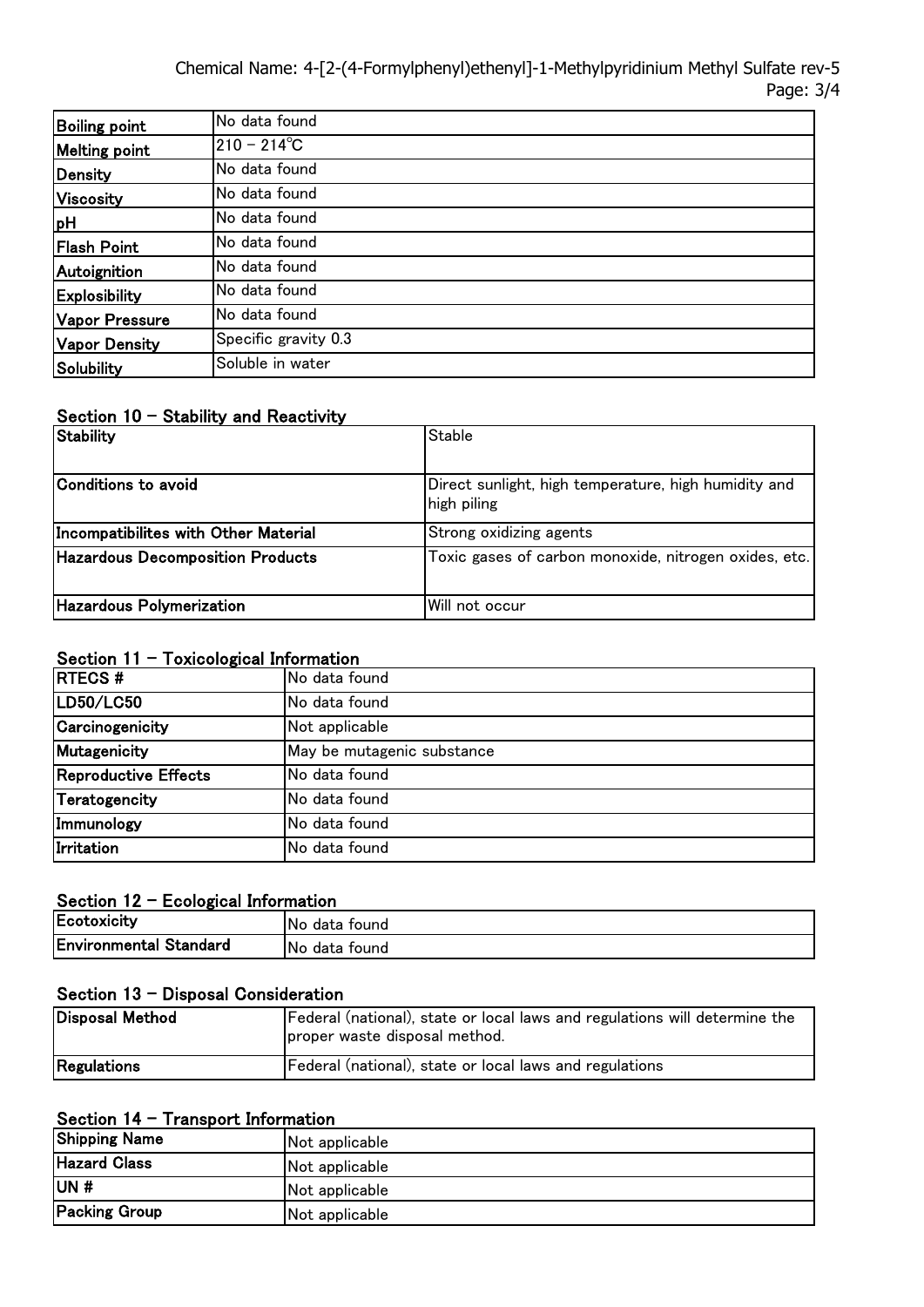| Boiling point | No data found |
|---|---|
| Melting point | 210 – 214℃ |
| Density | No data found |
| Viscosity | No data found |
| pH | No data found |
| Flash Point | No data found |
| Autoignition | No data found |
| Explosibility | No data found |
| Vapor Pressure | No data found |
| Vapor Density | Specific gravity 0.3 |
| Solubility | Soluble in water |

## Section 10 – Stability and Reactivity

| Stability | Stable |
|---|---|
| Conditions to avoid | Direct sunlight, high temperature, high humidity and high piling |
| Incompatibilites with Other Material | Strong oxidizing agents |
| Hazardous Decomposition Products | Toxic gases of carbon monoxide, nitrogen oxides, etc. |
| Hazardous Polymerization | Will not occur |

## Section 11 – Toxicological Information

| RTECS # | No data found |
|---|---|
| LD50/LC50 | No data found |
| Carcinogenicity | Not applicable |
| Mutagenicity | May be mutagenic substance |
| Reproductive Effects | No data found |
| Teratogencity | No data found |
| Immunology | No data found |
| Irritation | No data found |

## Section 12 – Ecological Information

| Ecotoxicity | No data found |
|---|---|
| Environmental Standard | No data found |

## Section 13 – Disposal Consideration

| Disposal Method | Federal (national), state or local laws and regulations will determine the proper waste disposal method. |
|---|---|
| Regulations | Federal (national), state or local laws and regulations |

## Section 14 – Transport Information

| Shipping Name | Not applicable |
|---|---|
| Hazard Class | Not applicable |
| UN # | Not applicable |
| Packing Group | Not applicable |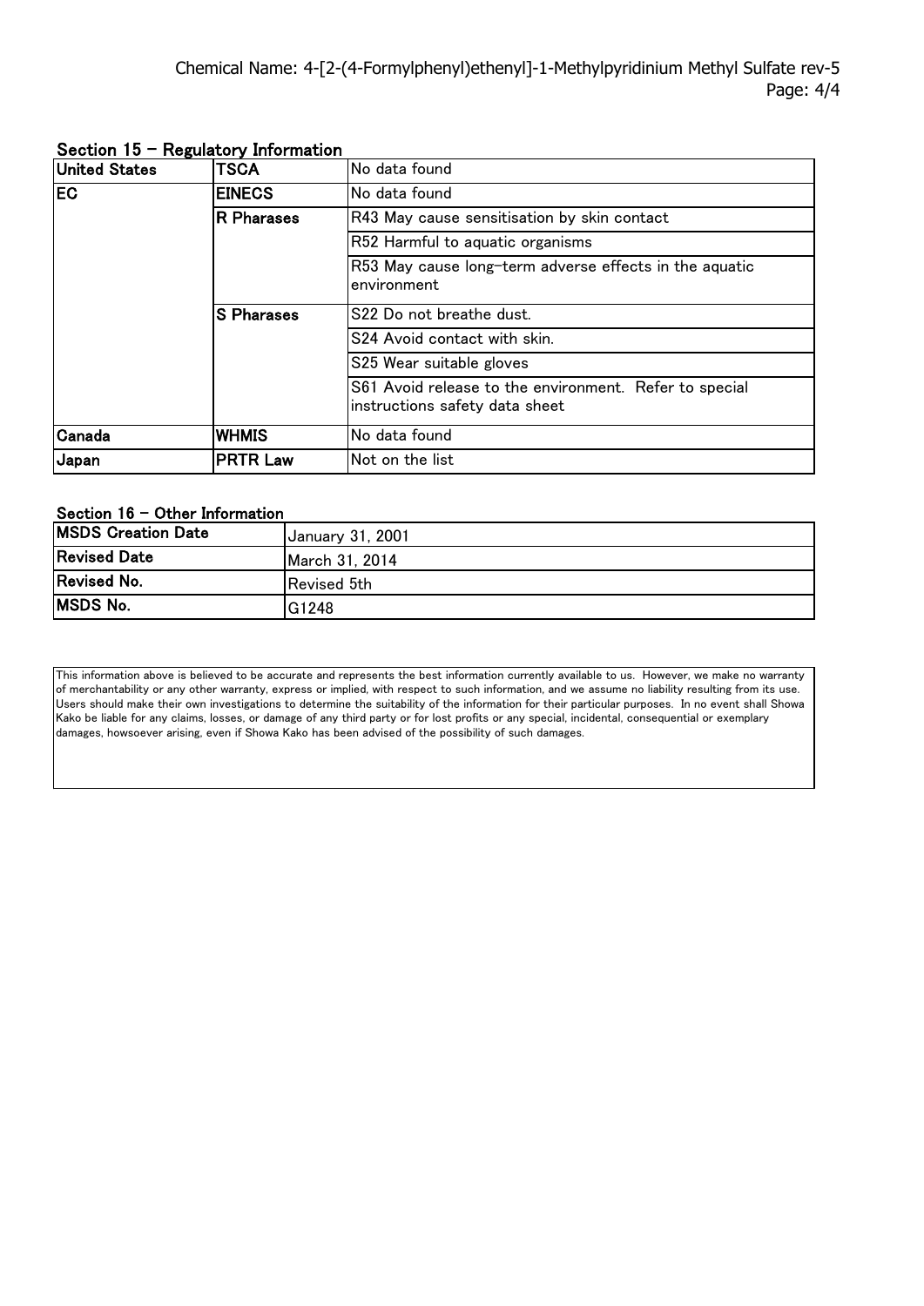## Section 15 – Regulatory Information

| | | |
|---|---|---|
| United States | TSCA | No data found |
| EC | EINECS | No data found |
| | R Pharases | R43 May cause sensitisation by skin contact |
| | | R52 Harmful to aquatic organisms |
| | | R53 May cause long-term adverse effects in the aquatic environment |
| | S Pharases | S22 Do not breathe dust. |
| | | S24 Avoid contact with skin. |
| | | S25 Wear suitable gloves |
| | | S61 Avoid release to the environment. Refer to special instructions safety data sheet |
| Canada | WHMIS | No data found |
| Japan | PRTR Law | Not on the list |

## Section 16 – Other Information

| | |
|---|---|
| MSDS Creation Date | January 31, 2001 |
| Revised Date | March 31, 2014 |
| Revised No. | Revised 5th |
| MSDS No. | G1248 |

This information above is believed to be accurate and represents the best information currently available to us. However, we make no warranty of merchantability or any other warranty, express or implied, with respect to such information, and we assume no liability resulting from its use. Users should make their own investigations to determine the suitability of the information for their particular purposes. In no event shall Showa Kako be liable for any claims, losses, or damage of any third party or for lost profits or any special, incidental, consequential or exemplary damages, howsoever arising, even if Showa Kako has been advised of the possibility of such damages.